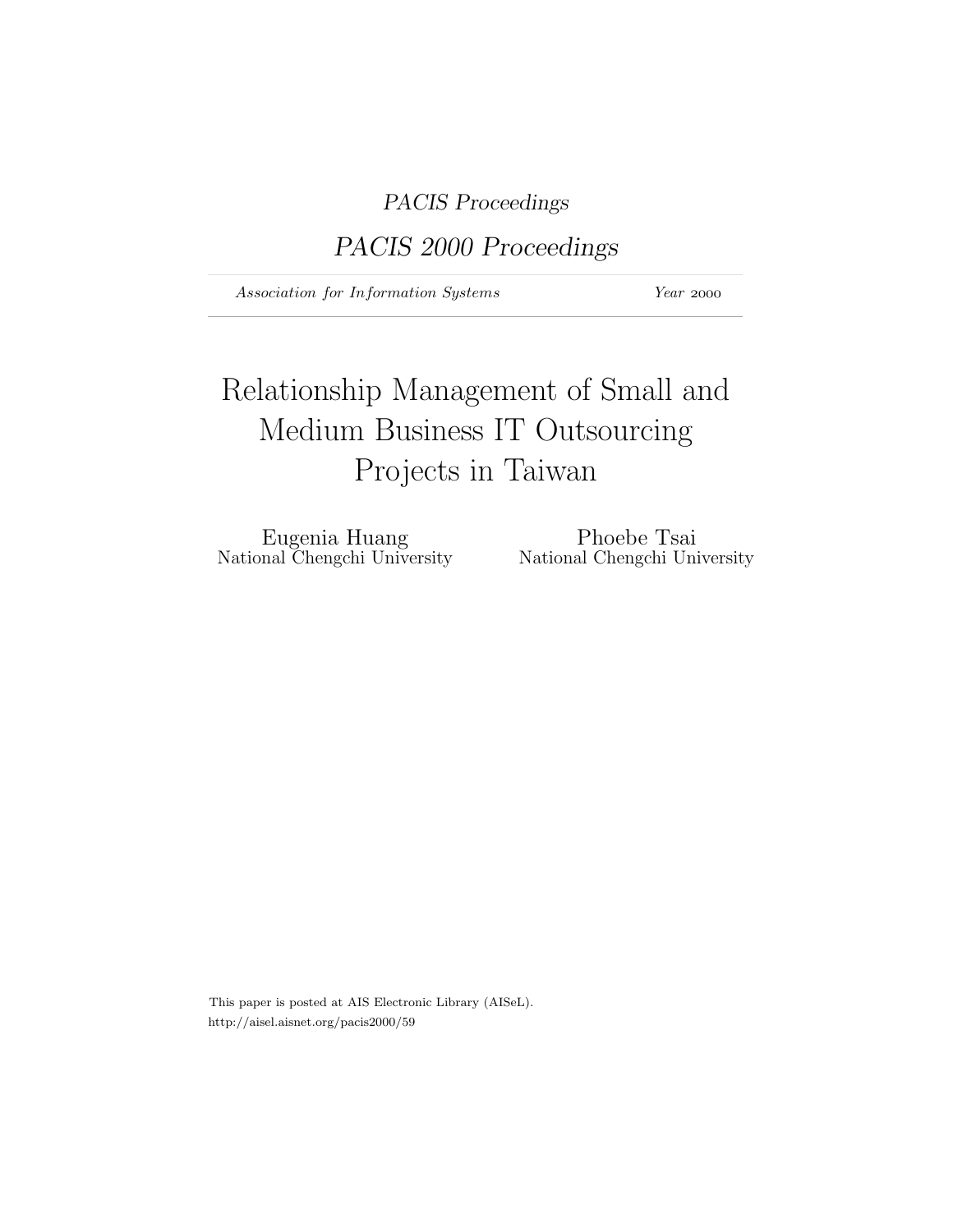*PACIS Proceedings*

*PACIS 2000 Proceedings*

*Association for Information Systems* *Year* 2000

# Relationship Management of Small and Medium Business IT Outsourcing Projects in Taiwan

Eugenia Huang
National Chengchi University

Phoebe Tsai
National Chengchi University

This paper is posted at AIS Electronic Library (AISeL).
http://aisel.aisnet.org/pacis2000/59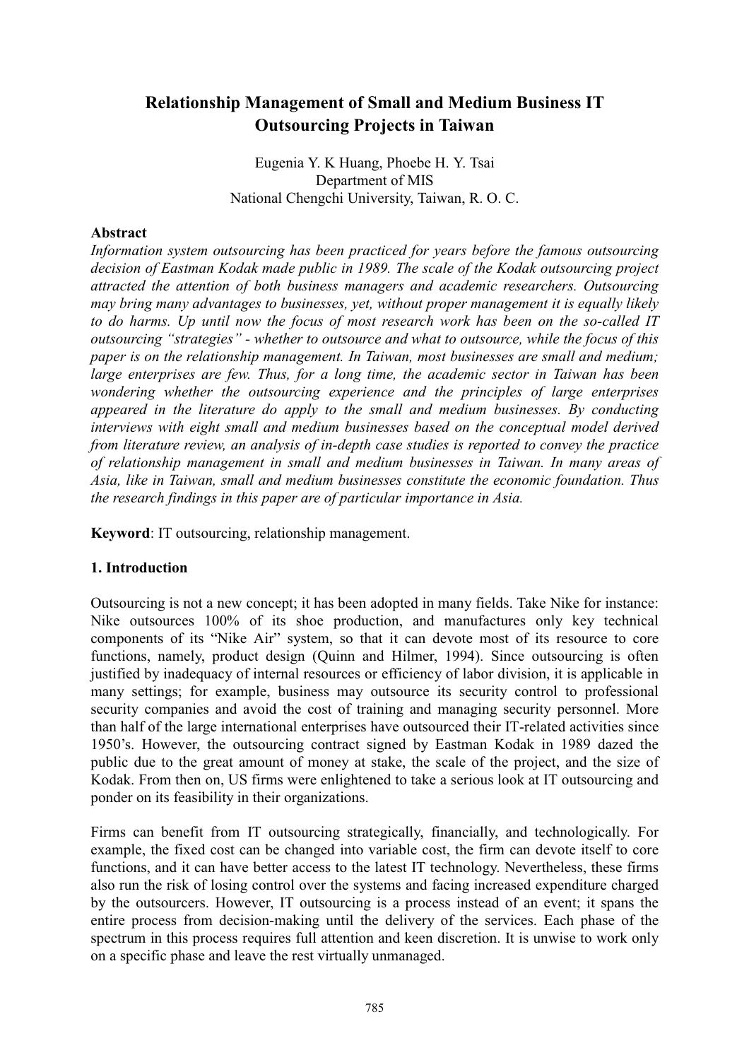# Relationship Management of Small and Medium Business IT Outsourcing Projects in Taiwan

Eugenia Y. K Huang, Phoebe H. Y. Tsai  
Department of MIS  
National Chengchi University, Taiwan, R. O. C.

**Abstract**

*Information system outsourcing has been practiced for years before the famous outsourcing decision of Eastman Kodak made public in 1989. The scale of the Kodak outsourcing project attracted the attention of both business managers and academic researchers. Outsourcing may bring many advantages to businesses, yet, without proper management it is equally likely to do harms. Up until now the focus of most research work has been on the so-called IT outsourcing "strategies" - whether to outsource and what to outsource, while the focus of this paper is on the relationship management. In Taiwan, most businesses are small and medium; large enterprises are few. Thus, for a long time, the academic sector in Taiwan has been wondering whether the outsourcing experience and the principles of large enterprises appeared in the literature do apply to the small and medium businesses. By conducting interviews with eight small and medium businesses based on the conceptual model derived from literature review, an analysis of in-depth case studies is reported to convey the practice of relationship management in small and medium businesses in Taiwan. In many areas of Asia, like in Taiwan, small and medium businesses constitute the economic foundation. Thus the research findings in this paper are of particular importance in Asia.*

**Keyword**: IT outsourcing, relationship management.

## 1. Introduction

Outsourcing is not a new concept; it has been adopted in many fields. Take Nike for instance: Nike outsources 100% of its shoe production, and manufactures only key technical components of its "Nike Air" system, so that it can devote most of its resource to core functions, namely, product design (Quinn and Hilmer, 1994). Since outsourcing is often justified by inadequacy of internal resources or efficiency of labor division, it is applicable in many settings; for example, business may outsource its security control to professional security companies and avoid the cost of training and managing security personnel. More than half of the large international enterprises have outsourced their IT-related activities since 1950's. However, the outsourcing contract signed by Eastman Kodak in 1989 dazed the public due to the great amount of money at stake, the scale of the project, and the size of Kodak. From then on, US firms were enlightened to take a serious look at IT outsourcing and ponder on its feasibility in their organizations.

Firms can benefit from IT outsourcing strategically, financially, and technologically. For example, the fixed cost can be changed into variable cost, the firm can devote itself to core functions, and it can have better access to the latest IT technology. Nevertheless, these firms also run the risk of losing control over the systems and facing increased expenditure charged by the outsourcers. However, IT outsourcing is a process instead of an event; it spans the entire process from decision-making until the delivery of the services. Each phase of the spectrum in this process requires full attention and keen discretion. It is unwise to work only on a specific phase and leave the rest virtually unmanaged.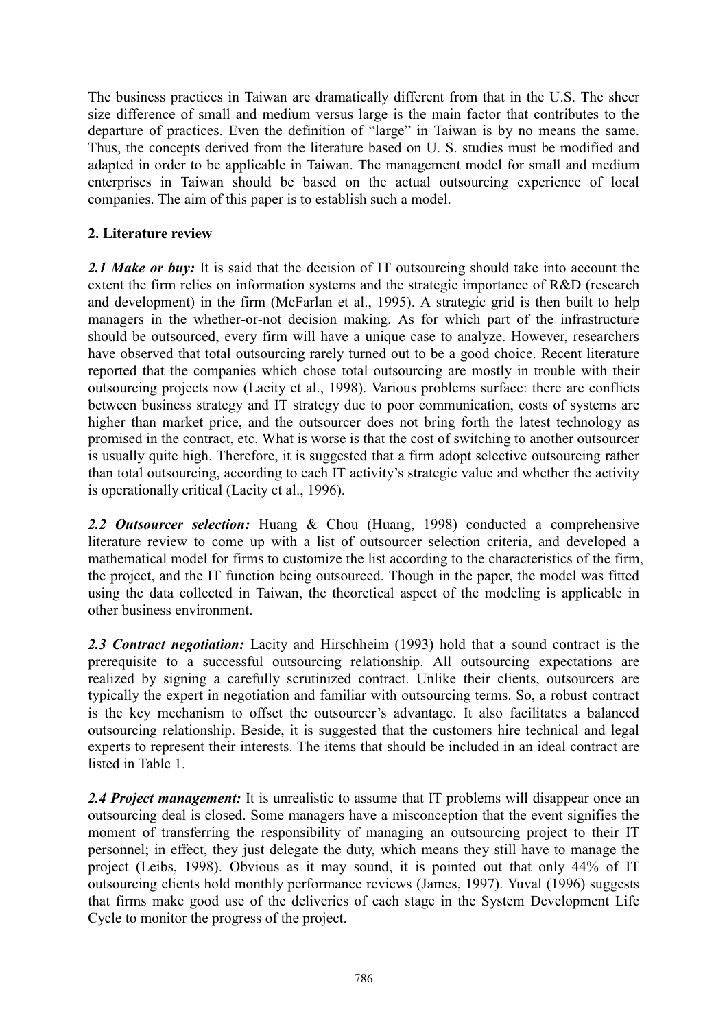The business practices in Taiwan are dramatically different from that in the U.S. The sheer size difference of small and medium versus large is the main factor that contributes to the departure of practices. Even the definition of "large" in Taiwan is by no means the same. Thus, the concepts derived from the literature based on U. S. studies must be modified and adapted in order to be applicable in Taiwan. The management model for small and medium enterprises in Taiwan should be based on the actual outsourcing experience of local companies. The aim of this paper is to establish such a model.

## 2. Literature review

***2.1 Make or buy:*** It is said that the decision of IT outsourcing should take into account the extent the firm relies on information systems and the strategic importance of R&D (research and development) in the firm (McFarlan et al., 1995). A strategic grid is then built to help managers in the whether-or-not decision making. As for which part of the infrastructure should be outsourced, every firm will have a unique case to analyze. However, researchers have observed that total outsourcing rarely turned out to be a good choice. Recent literature reported that the companies which chose total outsourcing are mostly in trouble with their outsourcing projects now (Lacity et al., 1998). Various problems surface: there are conflicts between business strategy and IT strategy due to poor communication, costs of systems are higher than market price, and the outsourcer does not bring forth the latest technology as promised in the contract, etc. What is worse is that the cost of switching to another outsourcer is usually quite high. Therefore, it is suggested that a firm adopt selective outsourcing rather than total outsourcing, according to each IT activity's strategic value and whether the activity is operationally critical (Lacity et al., 1996).

***2.2 Outsourcer selection:*** Huang & Chou (Huang, 1998) conducted a comprehensive literature review to come up with a list of outsourcer selection criteria, and developed a mathematical model for firms to customize the list according to the characteristics of the firm, the project, and the IT function being outsourced. Though in the paper, the model was fitted using the data collected in Taiwan, the theoretical aspect of the modeling is applicable in other business environment.

***2.3 Contract negotiation:*** Lacity and Hirschheim (1993) hold that a sound contract is the prerequisite to a successful outsourcing relationship. All outsourcing expectations are realized by signing a carefully scrutinized contract. Unlike their clients, outsourcers are typically the expert in negotiation and familiar with outsourcing terms. So, a robust contract is the key mechanism to offset the outsourcer's advantage. It also facilitates a balanced outsourcing relationship. Beside, it is suggested that the customers hire technical and legal experts to represent their interests. The items that should be included in an ideal contract are listed in Table 1.

***2.4 Project management:*** It is unrealistic to assume that IT problems will disappear once an outsourcing deal is closed. Some managers have a misconception that the event signifies the moment of transferring the responsibility of managing an outsourcing project to their IT personnel; in effect, they just delegate the duty, which means they still have to manage the project (Leibs, 1998). Obvious as it may sound, it is pointed out that only 44% of IT outsourcing clients hold monthly performance reviews (James, 1997). Yuval (1996) suggests that firms make good use of the deliveries of each stage in the System Development Life Cycle to monitor the progress of the project.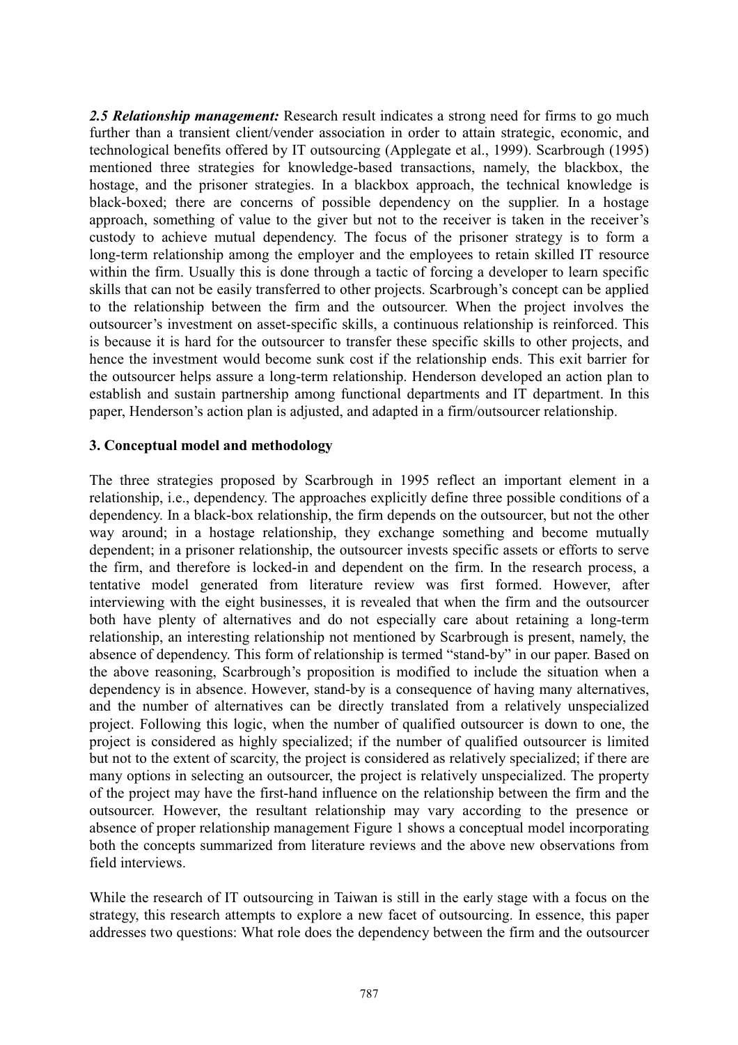*2.5 Relationship management:* Research result indicates a strong need for firms to go much further than a transient client/vender association in order to attain strategic, economic, and technological benefits offered by IT outsourcing (Applegate et al., 1999). Scarbrough (1995) mentioned three strategies for knowledge-based transactions, namely, the blackbox, the hostage, and the prisoner strategies. In a blackbox approach, the technical knowledge is black-boxed; there are concerns of possible dependency on the supplier. In a hostage approach, something of value to the giver but not to the receiver is taken in the receiver's custody to achieve mutual dependency. The focus of the prisoner strategy is to form a long-term relationship among the employer and the employees to retain skilled IT resource within the firm. Usually this is done through a tactic of forcing a developer to learn specific skills that can not be easily transferred to other projects. Scarbrough's concept can be applied to the relationship between the firm and the outsourcer. When the project involves the outsourcer's investment on asset-specific skills, a continuous relationship is reinforced. This is because it is hard for the outsourcer to transfer these specific skills to other projects, and hence the investment would become sunk cost if the relationship ends. This exit barrier for the outsourcer helps assure a long-term relationship. Henderson developed an action plan to establish and sustain partnership among functional departments and IT department. In this paper, Henderson's action plan is adjusted, and adapted in a firm/outsourcer relationship.

## 3. Conceptual model and methodology

The three strategies proposed by Scarbrough in 1995 reflect an important element in a relationship, i.e., dependency. The approaches explicitly define three possible conditions of a dependency. In a black-box relationship, the firm depends on the outsourcer, but not the other way around; in a hostage relationship, they exchange something and become mutually dependent; in a prisoner relationship, the outsourcer invests specific assets or efforts to serve the firm, and therefore is locked-in and dependent on the firm. In the research process, a tentative model generated from literature review was first formed. However, after interviewing with the eight businesses, it is revealed that when the firm and the outsourcer both have plenty of alternatives and do not especially care about retaining a long-term relationship, an interesting relationship not mentioned by Scarbrough is present, namely, the absence of dependency. This form of relationship is termed "stand-by" in our paper. Based on the above reasoning, Scarbrough's proposition is modified to include the situation when a dependency is in absence. However, stand-by is a consequence of having many alternatives, and the number of alternatives can be directly translated from a relatively unspecialized project. Following this logic, when the number of qualified outsourcer is down to one, the project is considered as highly specialized; if the number of qualified outsourcer is limited but not to the extent of scarcity, the project is considered as relatively specialized; if there are many options in selecting an outsourcer, the project is relatively unspecialized. The property of the project may have the first-hand influence on the relationship between the firm and the outsourcer. However, the resultant relationship may vary according to the presence or absence of proper relationship management Figure 1 shows a conceptual model incorporating both the concepts summarized from literature reviews and the above new observations from field interviews.

While the research of IT outsourcing in Taiwan is still in the early stage with a focus on the strategy, this research attempts to explore a new facet of outsourcing. In essence, this paper addresses two questions: What role does the dependency between the firm and the outsourcer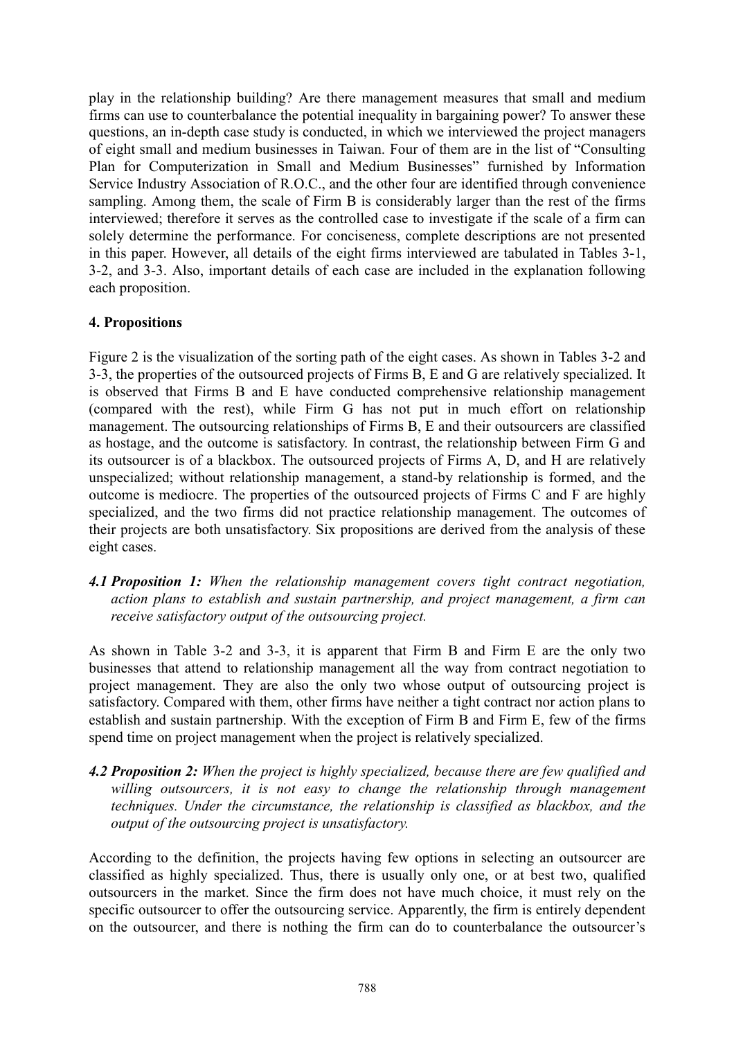play in the relationship building? Are there management measures that small and medium firms can use to counterbalance the potential inequality in bargaining power? To answer these questions, an in-depth case study is conducted, in which we interviewed the project managers of eight small and medium businesses in Taiwan. Four of them are in the list of "Consulting Plan for Computerization in Small and Medium Businesses" furnished by Information Service Industry Association of R.O.C., and the other four are identified through convenience sampling. Among them, the scale of Firm B is considerably larger than the rest of the firms interviewed; therefore it serves as the controlled case to investigate if the scale of a firm can solely determine the performance. For conciseness, complete descriptions are not presented in this paper. However, all details of the eight firms interviewed are tabulated in Tables 3-1, 3-2, and 3-3. Also, important details of each case are included in the explanation following each proposition.

## 4. Propositions

Figure 2 is the visualization of the sorting path of the eight cases. As shown in Tables 3-2 and 3-3, the properties of the outsourced projects of Firms B, E and G are relatively specialized. It is observed that Firms B and E have conducted comprehensive relationship management (compared with the rest), while Firm G has not put in much effort on relationship management. The outsourcing relationships of Firms B, E and their outsourcers are classified as hostage, and the outcome is satisfactory. In contrast, the relationship between Firm G and its outsourcer is of a blackbox. The outsourced projects of Firms A, D, and H are relatively unspecialized; without relationship management, a stand-by relationship is formed, and the outcome is mediocre. The properties of the outsourced projects of Firms C and F are highly specialized, and the two firms did not practice relationship management. The outcomes of their projects are both unsatisfactory. Six propositions are derived from the analysis of these eight cases.

### *4.1 Proposition 1: When the relationship management covers tight contract negotiation, action plans to establish and sustain partnership, and project management, a firm can receive satisfactory output of the outsourcing project.*

As shown in Table 3-2 and 3-3, it is apparent that Firm B and Firm E are the only two businesses that attend to relationship management all the way from contract negotiation to project management. They are also the only two whose output of outsourcing project is satisfactory. Compared with them, other firms have neither a tight contract nor action plans to establish and sustain partnership. With the exception of Firm B and Firm E, few of the firms spend time on project management when the project is relatively specialized.

### *4.2 Proposition 2: When the project is highly specialized, because there are few qualified and willing outsourcers, it is not easy to change the relationship through management techniques. Under the circumstance, the relationship is classified as blackbox, and the output of the outsourcing project is unsatisfactory.*

According to the definition, the projects having few options in selecting an outsourcer are classified as highly specialized. Thus, there is usually only one, or at best two, qualified outsourcers in the market. Since the firm does not have much choice, it must rely on the specific outsourcer to offer the outsourcing service. Apparently, the firm is entirely dependent on the outsourcer, and there is nothing the firm can do to counterbalance the outsourcer's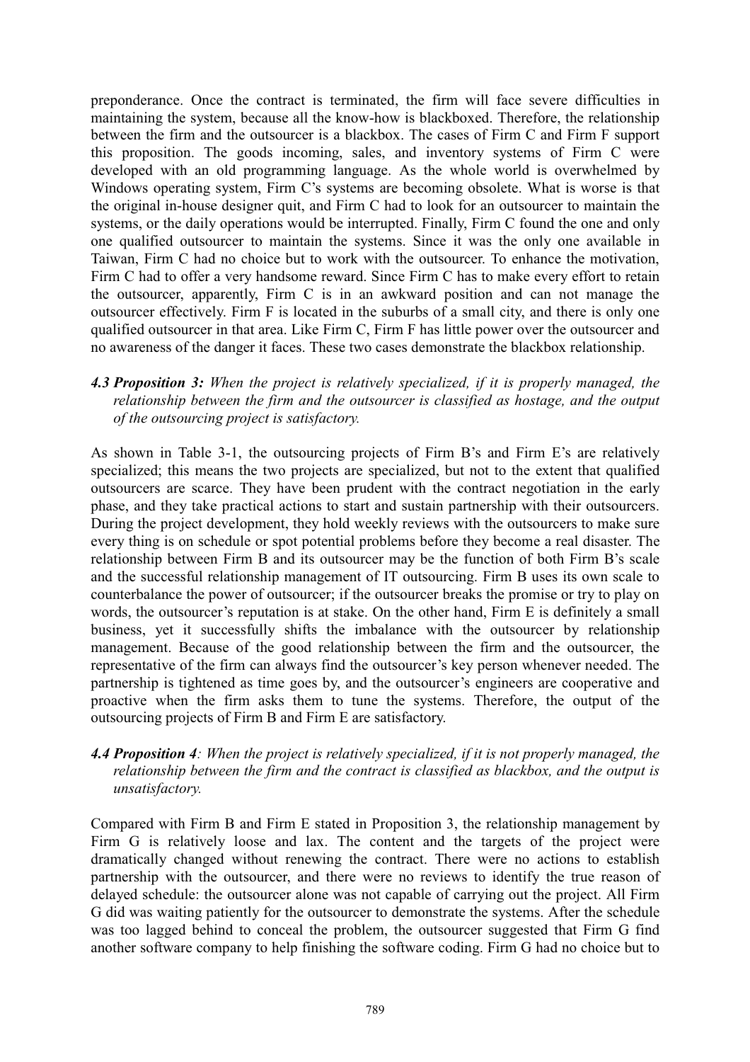preponderance. Once the contract is terminated, the firm will face severe difficulties in maintaining the system, because all the know-how is blackboxed. Therefore, the relationship between the firm and the outsourcer is a blackbox. The cases of Firm C and Firm F support this proposition. The goods incoming, sales, and inventory systems of Firm C were developed with an old programming language. As the whole world is overwhelmed by Windows operating system, Firm C's systems are becoming obsolete. What is worse is that the original in-house designer quit, and Firm C had to look for an outsourcer to maintain the systems, or the daily operations would be interrupted. Finally, Firm C found the one and only one qualified outsourcer to maintain the systems. Since it was the only one available in Taiwan, Firm C had no choice but to work with the outsourcer. To enhance the motivation, Firm C had to offer a very handsome reward. Since Firm C has to make every effort to retain the outsourcer, apparently, Firm C is in an awkward position and can not manage the outsourcer effectively. Firm F is located in the suburbs of a small city, and there is only one qualified outsourcer in that area. Like Firm C, Firm F has little power over the outsourcer and no awareness of the danger it faces. These two cases demonstrate the blackbox relationship.

### *4.3 Proposition 3: When the project is relatively specialized, if it is properly managed, the relationship between the firm and the outsourcer is classified as hostage, and the output of the outsourcing project is satisfactory.*

As shown in Table 3-1, the outsourcing projects of Firm B's and Firm E's are relatively specialized; this means the two projects are specialized, but not to the extent that qualified outsourcers are scarce. They have been prudent with the contract negotiation in the early phase, and they take practical actions to start and sustain partnership with their outsourcers. During the project development, they hold weekly reviews with the outsourcers to make sure every thing is on schedule or spot potential problems before they become a real disaster. The relationship between Firm B and its outsourcer may be the function of both Firm B's scale and the successful relationship management of IT outsourcing. Firm B uses its own scale to counterbalance the power of outsourcer; if the outsourcer breaks the promise or try to play on words, the outsourcer's reputation is at stake. On the other hand, Firm E is definitely a small business, yet it successfully shifts the imbalance with the outsourcer by relationship management. Because of the good relationship between the firm and the outsourcer, the representative of the firm can always find the outsourcer's key person whenever needed. The partnership is tightened as time goes by, and the outsourcer's engineers are cooperative and proactive when the firm asks them to tune the systems. Therefore, the output of the outsourcing projects of Firm B and Firm E are satisfactory.

### *4.4 Proposition 4: When the project is relatively specialized, if it is not properly managed, the relationship between the firm and the contract is classified as blackbox, and the output is unsatisfactory.*

Compared with Firm B and Firm E stated in Proposition 3, the relationship management by Firm G is relatively loose and lax. The content and the targets of the project were dramatically changed without renewing the contract. There were no actions to establish partnership with the outsourcer, and there were no reviews to identify the true reason of delayed schedule: the outsourcer alone was not capable of carrying out the project. All Firm G did was waiting patiently for the outsourcer to demonstrate the systems. After the schedule was too lagged behind to conceal the problem, the outsourcer suggested that Firm G find another software company to help finishing the software coding. Firm G had no choice but to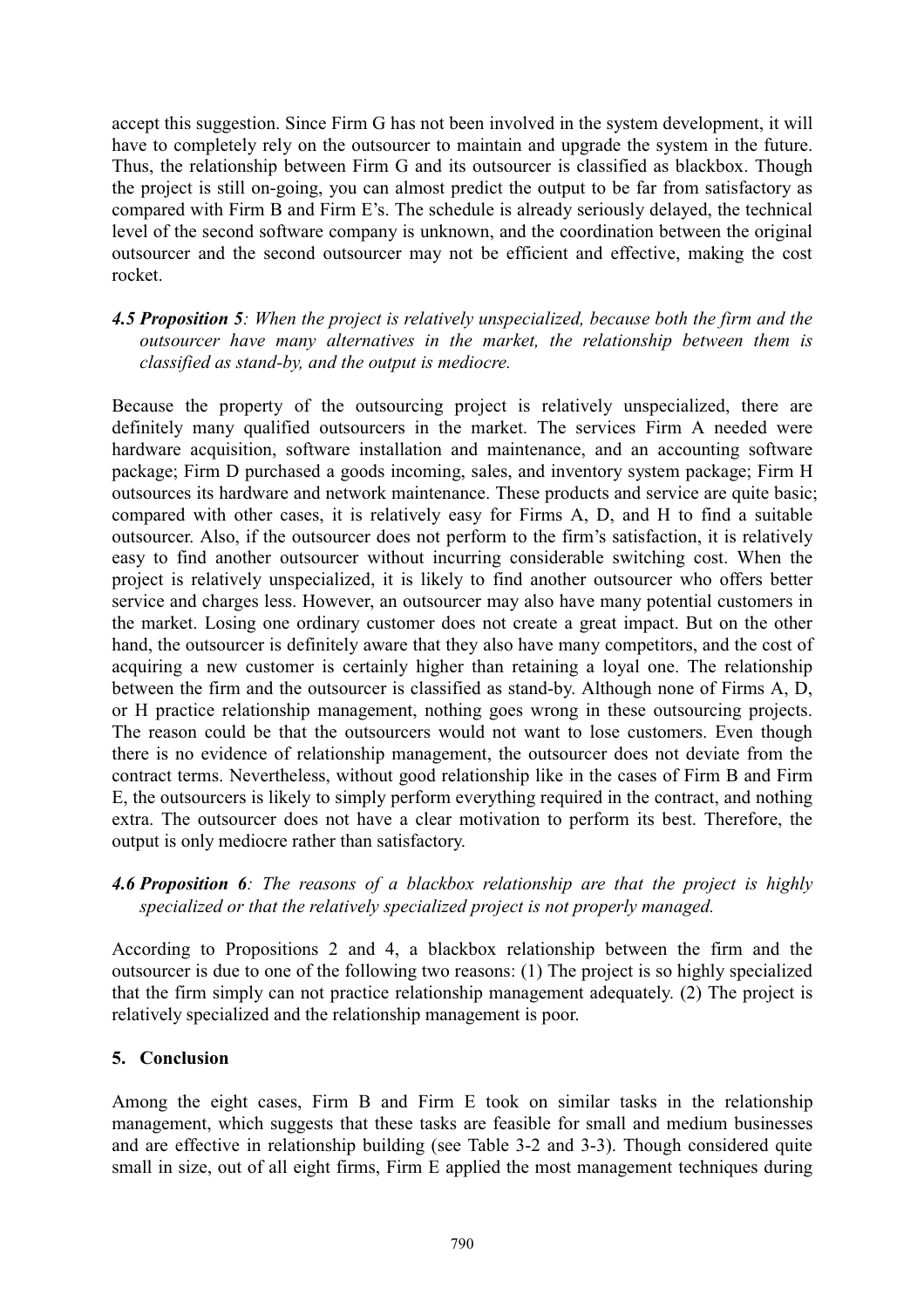accept this suggestion. Since Firm G has not been involved in the system development, it will have to completely rely on the outsourcer to maintain and upgrade the system in the future. Thus, the relationship between Firm G and its outsourcer is classified as blackbox. Though the project is still on-going, you can almost predict the output to be far from satisfactory as compared with Firm B and Firm E's. The schedule is already seriously delayed, the technical level of the second software company is unknown, and the coordination between the original outsourcer and the second outsourcer may not be efficient and effective, making the cost rocket.

### *4.5 Proposition 5: When the project is relatively unspecialized, because both the firm and the outsourcer have many alternatives in the market, the relationship between them is classified as stand-by, and the output is mediocre.*

Because the property of the outsourcing project is relatively unspecialized, there are definitely many qualified outsourcers in the market. The services Firm A needed were hardware acquisition, software installation and maintenance, and an accounting software package; Firm D purchased a goods incoming, sales, and inventory system package; Firm H outsources its hardware and network maintenance. These products and service are quite basic; compared with other cases, it is relatively easy for Firms A, D, and H to find a suitable outsourcer. Also, if the outsourcer does not perform to the firm's satisfaction, it is relatively easy to find another outsourcer without incurring considerable switching cost. When the project is relatively unspecialized, it is likely to find another outsourcer who offers better service and charges less. However, an outsourcer may also have many potential customers in the market. Losing one ordinary customer does not create a great impact. But on the other hand, the outsourcer is definitely aware that they also have many competitors, and the cost of acquiring a new customer is certainly higher than retaining a loyal one. The relationship between the firm and the outsourcer is classified as stand-by. Although none of Firms A, D, or H practice relationship management, nothing goes wrong in these outsourcing projects. The reason could be that the outsourcers would not want to lose customers. Even though there is no evidence of relationship management, the outsourcer does not deviate from the contract terms. Nevertheless, without good relationship like in the cases of Firm B and Firm E, the outsourcers is likely to simply perform everything required in the contract, and nothing extra. The outsourcer does not have a clear motivation to perform its best. Therefore, the output is only mediocre rather than satisfactory.

### *4.6 Proposition 6: The reasons of a blackbox relationship are that the project is highly specialized or that the relatively specialized project is not properly managed.*

According to Propositions 2 and 4, a blackbox relationship between the firm and the outsourcer is due to one of the following two reasons: (1) The project is so highly specialized that the firm simply can not practice relationship management adequately. (2) The project is relatively specialized and the relationship management is poor.

## 5. Conclusion

Among the eight cases, Firm B and Firm E took on similar tasks in the relationship management, which suggests that these tasks are feasible for small and medium businesses and are effective in relationship building (see Table 3-2 and 3-3). Though considered quite small in size, out of all eight firms, Firm E applied the most management techniques during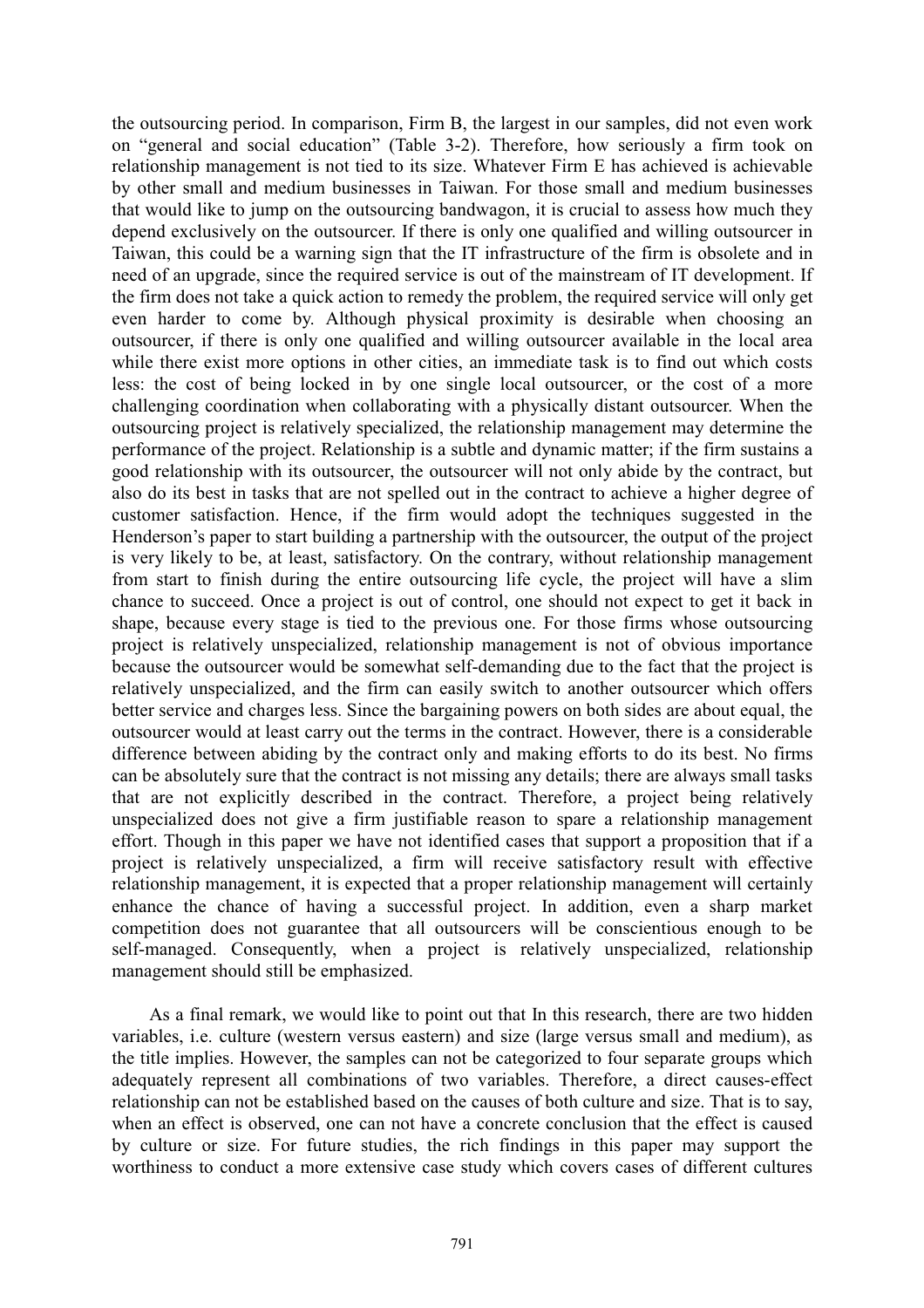the outsourcing period. In comparison, Firm B, the largest in our samples, did not even work on "general and social education" (Table 3-2). Therefore, how seriously a firm took on relationship management is not tied to its size. Whatever Firm E has achieved is achievable by other small and medium businesses in Taiwan. For those small and medium businesses that would like to jump on the outsourcing bandwagon, it is crucial to assess how much they depend exclusively on the outsourcer. If there is only one qualified and willing outsourcer in Taiwan, this could be a warning sign that the IT infrastructure of the firm is obsolete and in need of an upgrade, since the required service is out of the mainstream of IT development. If the firm does not take a quick action to remedy the problem, the required service will only get even harder to come by. Although physical proximity is desirable when choosing an outsourcer, if there is only one qualified and willing outsourcer available in the local area while there exist more options in other cities, an immediate task is to find out which costs less: the cost of being locked in by one single local outsourcer, or the cost of a more challenging coordination when collaborating with a physically distant outsourcer. When the outsourcing project is relatively specialized, the relationship management may determine the performance of the project. Relationship is a subtle and dynamic matter; if the firm sustains a good relationship with its outsourcer, the outsourcer will not only abide by the contract, but also do its best in tasks that are not spelled out in the contract to achieve a higher degree of customer satisfaction. Hence, if the firm would adopt the techniques suggested in the Henderson's paper to start building a partnership with the outsourcer, the output of the project is very likely to be, at least, satisfactory. On the contrary, without relationship management from start to finish during the entire outsourcing life cycle, the project will have a slim chance to succeed. Once a project is out of control, one should not expect to get it back in shape, because every stage is tied to the previous one. For those firms whose outsourcing project is relatively unspecialized, relationship management is not of obvious importance because the outsourcer would be somewhat self-demanding due to the fact that the project is relatively unspecialized, and the firm can easily switch to another outsourcer which offers better service and charges less. Since the bargaining powers on both sides are about equal, the outsourcer would at least carry out the terms in the contract. However, there is a considerable difference between abiding by the contract only and making efforts to do its best. No firms can be absolutely sure that the contract is not missing any details; there are always small tasks that are not explicitly described in the contract. Therefore, a project being relatively unspecialized does not give a firm justifiable reason to spare a relationship management effort. Though in this paper we have not identified cases that support a proposition that if a project is relatively unspecialized, a firm will receive satisfactory result with effective relationship management, it is expected that a proper relationship management will certainly enhance the chance of having a successful project. In addition, even a sharp market competition does not guarantee that all outsourcers will be conscientious enough to be self-managed. Consequently, when a project is relatively unspecialized, relationship management should still be emphasized.

As a final remark, we would like to point out that In this research, there are two hidden variables, i.e. culture (western versus eastern) and size (large versus small and medium), as the title implies. However, the samples can not be categorized to four separate groups which adequately represent all combinations of two variables. Therefore, a direct causes-effect relationship can not be established based on the causes of both culture and size. That is to say, when an effect is observed, one can not have a concrete conclusion that the effect is caused by culture or size. For future studies, the rich findings in this paper may support the worthiness to conduct a more extensive case study which covers cases of different cultures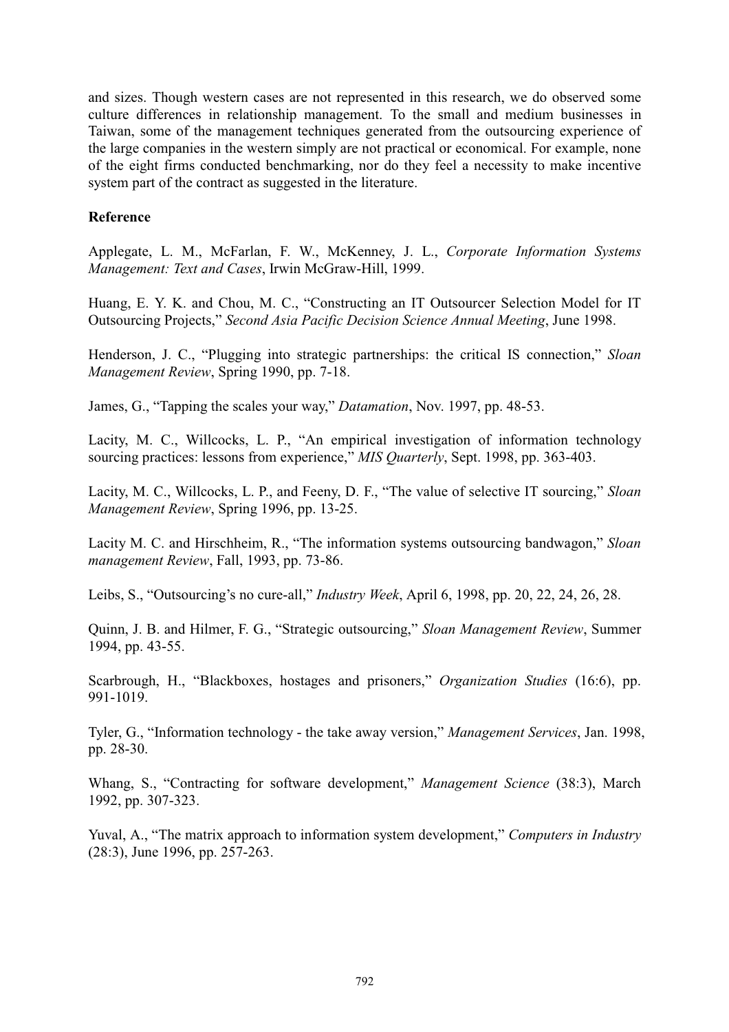and sizes. Though western cases are not represented in this research, we do observed some culture differences in relationship management. To the small and medium businesses in Taiwan, some of the management techniques generated from the outsourcing experience of the large companies in the western simply are not practical or economical. For example, none of the eight firms conducted benchmarking, nor do they feel a necessity to make incentive system part of the contract as suggested in the literature.

## Reference

Applegate, L. M., McFarlan, F. W., McKenney, J. L., *Corporate Information Systems Management: Text and Cases*, Irwin McGraw-Hill, 1999.

Huang, E. Y. K. and Chou, M. C., "Constructing an IT Outsourcer Selection Model for IT Outsourcing Projects," *Second Asia Pacific Decision Science Annual Meeting*, June 1998.

Henderson, J. C., "Plugging into strategic partnerships: the critical IS connection," *Sloan Management Review*, Spring 1990, pp. 7-18.

James, G., "Tapping the scales your way," *Datamation*, Nov. 1997, pp. 48-53.

Lacity, M. C., Willcocks, L. P., "An empirical investigation of information technology sourcing practices: lessons from experience," *MIS Quarterly*, Sept. 1998, pp. 363-403.

Lacity, M. C., Willcocks, L. P., and Feeny, D. F., "The value of selective IT sourcing," *Sloan Management Review*, Spring 1996, pp. 13-25.

Lacity M. C. and Hirschheim, R., "The information systems outsourcing bandwagon," *Sloan management Review*, Fall, 1993, pp. 73-86.

Leibs, S., "Outsourcing's no cure-all," *Industry Week*, April 6, 1998, pp. 20, 22, 24, 26, 28.

Quinn, J. B. and Hilmer, F. G., "Strategic outsourcing," *Sloan Management Review*, Summer 1994, pp. 43-55.

Scarbrough, H., "Blackboxes, hostages and prisoners," *Organization Studies* (16:6), pp. 991-1019.

Tyler, G., "Information technology - the take away version," *Management Services*, Jan. 1998, pp. 28-30.

Whang, S., "Contracting for software development," *Management Science* (38:3), March 1992, pp. 307-323.

Yuval, A., "The matrix approach to information system development," *Computers in Industry* (28:3), June 1996, pp. 257-263.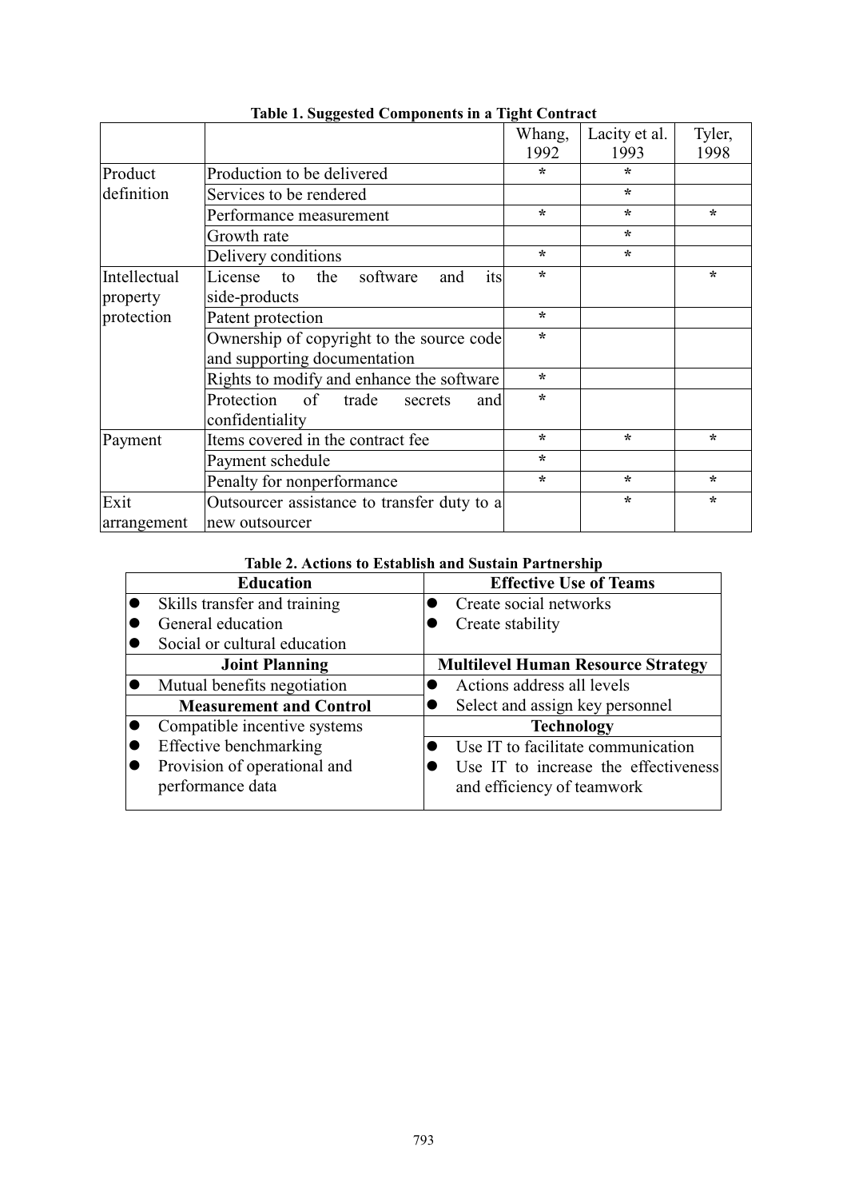**Table 1. Suggested Components in a Tight Contract**

| | | Whang, 1992 | Lacity et al. 1993 | Tyler, 1998 |
|---|---|---|---|---|
| Product definition | Production to be delivered | * | * | |
| | Services to be rendered | | * | |
| | Performance measurement | * | * | * |
| | Growth rate | | * | |
| | Delivery conditions | * | * | |
| Intellectual property protection | License to the software and its side-products | * | | * |
| | Patent protection | * | | |
| | Ownership of copyright to the source code and supporting documentation | * | | |
| | Rights to modify and enhance the software | * | | |
| | Protection of trade secrets and confidentiality | * | | |
| Payment | Items covered in the contract fee | * | * | * |
| | Payment schedule | * | | |
| | Penalty for nonperformance | * | * | * |
| Exit arrangement | Outsourcer assistance to transfer duty to a new outsourcer | | * | * |

**Table 2. Actions to Establish and Sustain Partnership**

| Education | Effective Use of Teams |
|---|---|
| • Skills transfer and training<br>• General education<br>• Social or cultural education | • Create social networks<br>• Create stability |
| **Joint Planning** | **Multilevel Human Resource Strategy** |
| • Mutual benefits negotiation | • Actions address all levels<br>• Select and assign key personnel |
| **Measurement and Control** | **Technology** |
| • Compatible incentive systems<br>• Effective benchmarking<br>• Provision of operational and performance data | • Use IT to facilitate communication<br>• Use IT to increase the effectiveness and efficiency of teamwork |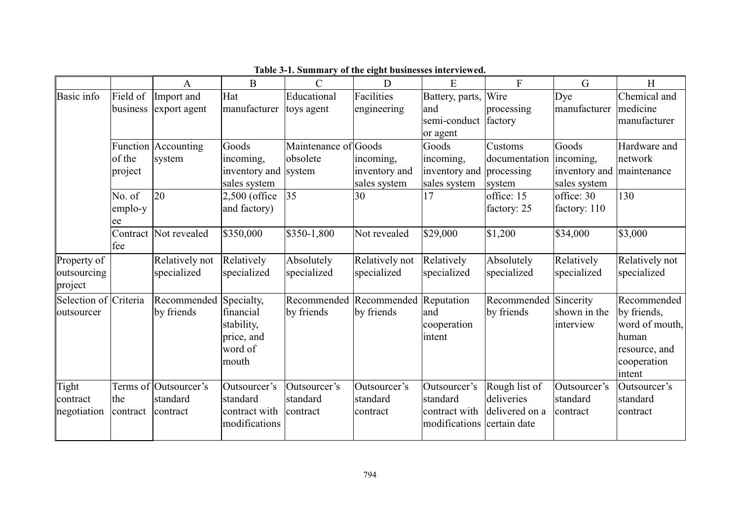**Table 3-1. Summary of the eight businesses interviewed.**

| | | A | B | C | D | E | F | G | H |
|---|---|---|---|---|---|---|---|---|---|
| Basic info | Field of business | Import and export agent | Hat manufacturer | Educational toys agent | Facilities engineering | Battery, parts, and semi-conductor agent | Wire processing factory | Dye manufacturer | Chemical and medicine manufacturer |
| | Function of the project | Accounting system | Goods incoming, inventory and sales system | Maintenance of obsolete system | Goods incoming, inventory and sales system | Goods incoming, inventory and sales system | Customs documentation processing system | Goods incoming, inventory and sales system | Hardware and network maintenance |
| | No. of employee | 20 | 2,500 (office and factory) | 35 | 30 | 17 | office: 15 factory: 25 | office: 30 factory: 110 | 130 |
| | Contract fee | Not revealed | \$350,000 | \$350-1,800 | Not revealed | \$29,000 | \$1,200 | \$34,000 | \$3,000 |
| Property of outsourcing project | | Relatively not specialized | Relatively specialized | Absolutely specialized | Relatively not specialized | Relatively specialized | Absolutely specialized | Relatively specialized | Relatively not specialized |
| Selection of outsourcer | Criteria | Recommended by friends | Specialty, financial stability, price, and word of mouth | Recommended by friends | Recommended by friends | Reputation and cooperation intent | Recommended by friends | Sincerity shown in the interview | Recommended by friends, word of mouth, human resource, and cooperation intent |
| Tight contract negotiation | Terms of the contract | Outsourcer's standard contract | Outsourcer's standard contract with modifications | Outsourcer's standard contract | Outsourcer's standard contract | Outsourcer's standard contract with modifications | Rough list of deliveries delivered on a certain date | Outsourcer's standard contract | Outsourcer's standard contract |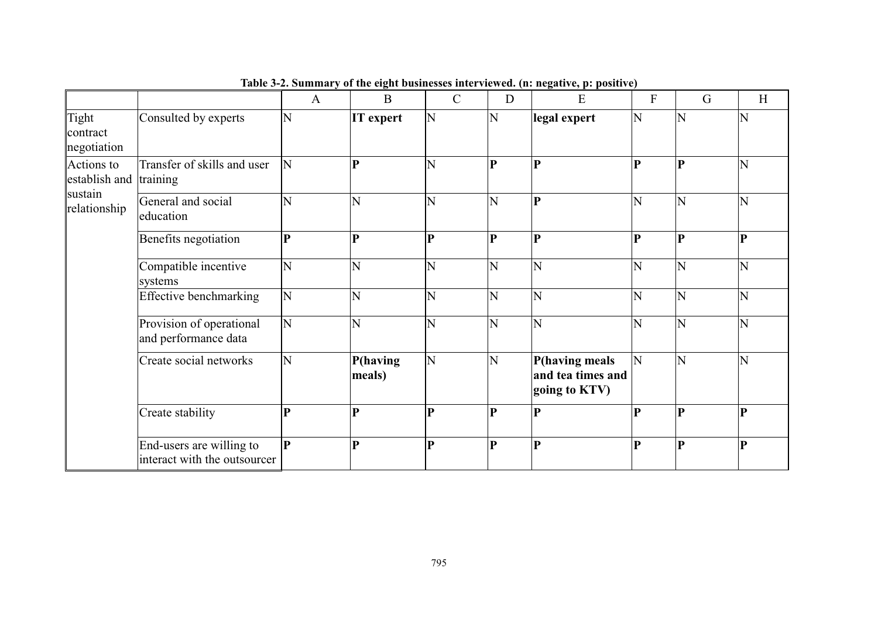**Table 3-2. Summary of the eight businesses interviewed. (n: negative, p: positive)**

| | | A | B | C | D | E | F | G | H |
|---|---|---|---|---|---|---|---|---|---|
| Tight contract negotiation | Consulted by experts | N | **IT expert** | N | N | **legal expert** | N | N | N |
| Actions to establish and sustain relationship | Transfer of skills and user training | N | **P** | N | **P** | **P** | **P** | **P** | N |
| | General and social education | N | N | N | N | **P** | N | N | N |
| | Benefits negotiation | **P** | **P** | **P** | **P** | **P** | **P** | **P** | **P** |
| | Compatible incentive systems | N | N | N | N | N | N | N | N |
| | Effective benchmarking | N | N | N | N | N | N | N | N |
| | Provision of operational and performance data | N | N | N | N | N | N | N | N |
| | Create social networks | N | **P(having meals)** | N | N | **P(having meals and tea times and going to KTV)** | N | N | N |
| | Create stability | **P** | **P** | **P** | **P** | **P** | **P** | **P** | **P** |
| | End-users are willing to interact with the outsourcer | **P** | **P** | **P** | **P** | **P** | **P** | **P** | **P** |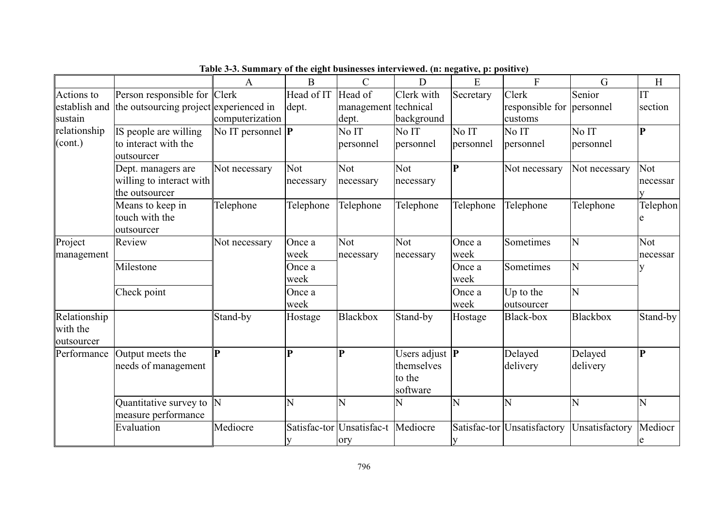**Table 3-3. Summary of the eight businesses interviewed. (n: negative, p: positive)**

| | | A | B | C | D | E | F | G | H |
|---|---|---|---|---|---|---|---|---|---|
| Actions to establish and sustain relationship (cont.) | Person responsible for the outsourcing project | Clerk experienced in computerization | Head of IT dept. | Head of management dept. | Clerk with technical background | Secretary | Clerk responsible for customs | Senior personnel | IT section |
| | IS people are willing to interact with the outsourcer | No IT personnel | **P** | No IT personnel | No IT personnel | No IT personnel | No IT personnel | No IT personnel | **P** |
| | Dept. managers are willing to interact with the outsourcer | Not necessary | Not necessary | Not necessary | Not necessary | **P** | Not necessary | Not necessary | Not necessary |
| | Means to keep in touch with the outsourcer | Telephone | Telephone | Telephone | Telephone | Telephone | Telephone | Telephone | Telephone |
| Project management | Review | Not necessary | Once a week | Not necessary | Not necessary | Once a week | Sometimes | N | Not necessary |
| | Milestone | | Once a week | | | Once a week | Sometimes | N | |
| | Check point | | Once a week | | | Once a week | Up to the outsourcer | N | |
| Relationship with the outsourcer | | Stand-by | Hostage | Blackbox | Stand-by | Hostage | Black-box | Blackbox | Stand-by |
| Performance | Output meets the needs of management | **P** | **P** | **P** | Users adjust themselves to the software | **P** | Delayed delivery | Delayed delivery | **P** |
| | Quantitative survey to measure performance | N | N | N | N | N | N | N | N |
| | Evaluation | Mediocre | Satisfactory | Unsatisfactory | Mediocre | Satisfactory | Unsatisfactory | Unsatisfactory | Mediocre |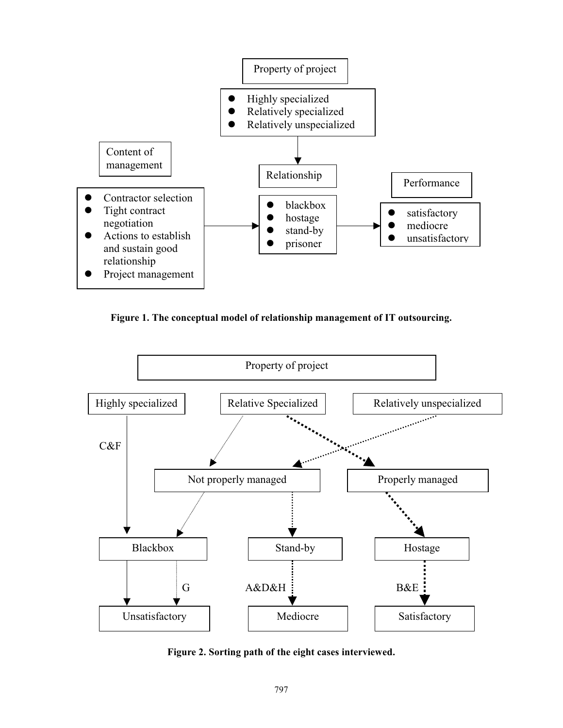Property of project

- Highly specialized
- Relatively specialized
- Relatively unspecialized

Content of management

- Contractor selection
- Tight contract negotiation
- Actions to establish and sustain good relationship
- Project management

Relationship

- blackbox
- hostage
- stand-by
- prisoner

Performance

- satisfactory
- mediocre
- unsatisfactory

**Figure 1. The conceptual model of relationship management of IT outsourcing.**

Property of project

Highly specialized

Relative Specialized

Relatively unspecialized

C&F

Not properly managed

Properly managed

Blackbox

Stand-by

Hostage

G

A&D&H

B&E

Unsatisfactory

Mediocre

Satisfactory

**Figure 2. Sorting path of the eight cases interviewed.**